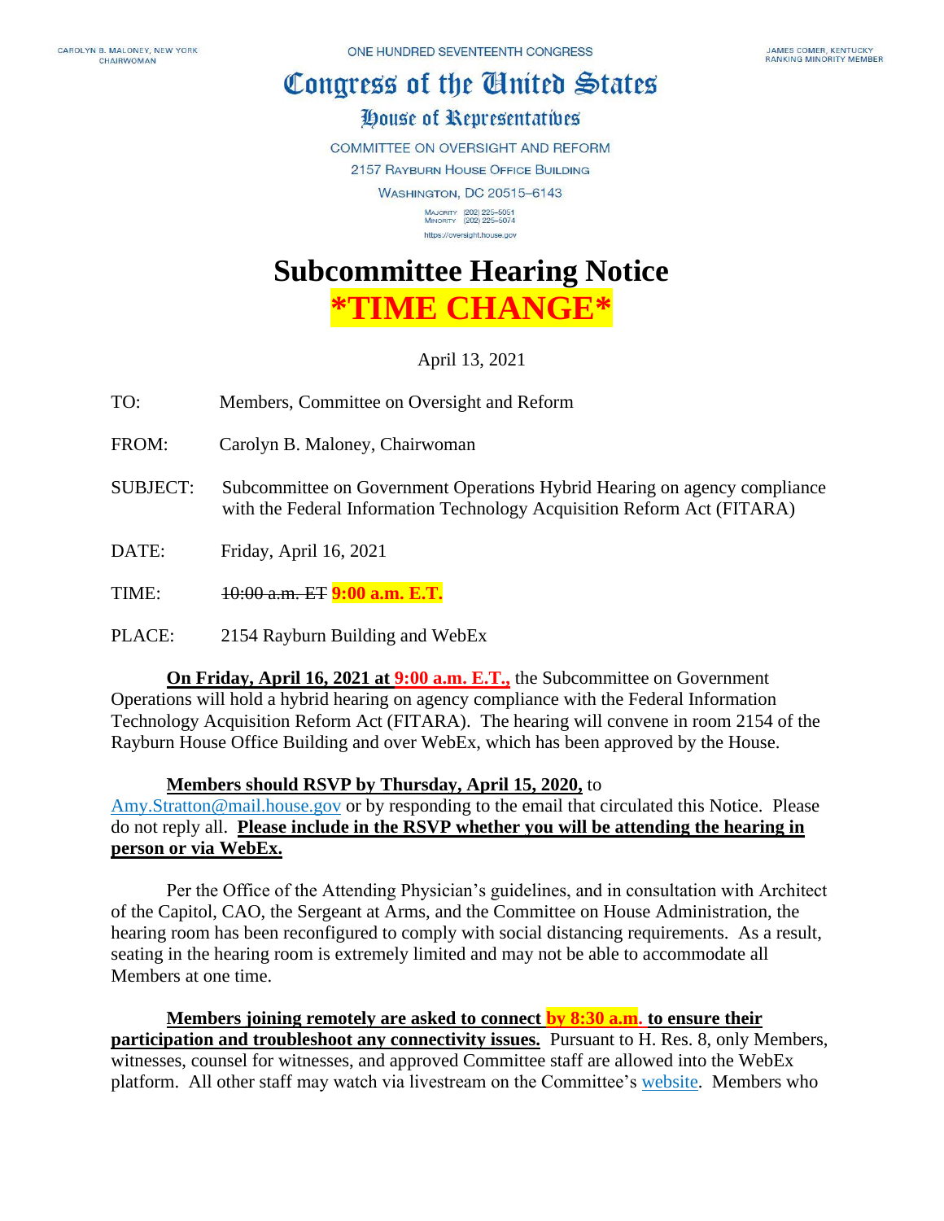CAROLYN B. MALONEY, NEW YORK
CHAIRWOMAN

ONE HUNDRED SEVENTEENTH CONGRESS

JAMES COMER, KENTUCKY
RANKING MINORITY MEMBER

# Congress of the United States

## House of Representatives

COMMITTEE ON OVERSIGHT AND REFORM
2157 RAYBURN HOUSE OFFICE BUILDING
WASHINGTON, DC 20515–6143

MAJORITY (202) 225–5051
MINORITY (202) 225–5074
https://oversight.house.gov

# Subcommittee Hearing Notice

# *TIME CHANGE*

April 13, 2021

TO: Members, Committee on Oversight and Reform

FROM: Carolyn B. Maloney, Chairwoman

SUBJECT: Subcommittee on Government Operations Hybrid Hearing on agency compliance with the Federal Information Technology Acquisition Reform Act (FITARA)

DATE: Friday, April 16, 2021

TIME: ~~10:00 a.m. ET~~ **9:00 a.m. E.T.**

PLACE: 2154 Rayburn Building and WebEx

**On Friday, April 16, 2021 at 9:00 a.m. E.T.,** the Subcommittee on Government Operations will hold a hybrid hearing on agency compliance with the Federal Information Technology Acquisition Reform Act (FITARA). The hearing will convene in room 2154 of the Rayburn House Office Building and over WebEx, which has been approved by the House.

**Members should RSVP by Thursday, April 15, 2020,** to Amy.Stratton@mail.house.gov or by responding to the email that circulated this Notice. Please do not reply all. **Please include in the RSVP whether you will be attending the hearing in person or via WebEx.**

Per the Office of the Attending Physician's guidelines, and in consultation with Architect of the Capitol, CAO, the Sergeant at Arms, and the Committee on House Administration, the hearing room has been reconfigured to comply with social distancing requirements. As a result, seating in the hearing room is extremely limited and may not be able to accommodate all Members at one time.

**Members joining remotely are asked to connect by 8:30 a.m. to ensure their participation and troubleshoot any connectivity issues.** Pursuant to H. Res. 8, only Members, witnesses, counsel for witnesses, and approved Committee staff are allowed into the WebEx platform. All other staff may watch via livestream on the Committee's website. Members who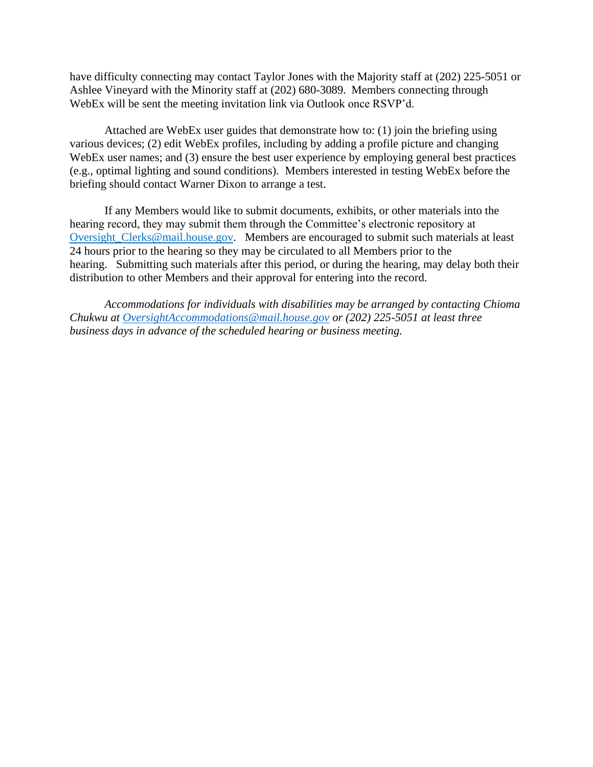have difficulty connecting may contact Taylor Jones with the Majority staff at (202) 225-5051 or Ashlee Vineyard with the Minority staff at (202) 680-3089. Members connecting through WebEx will be sent the meeting invitation link via Outlook once RSVP'd.

Attached are WebEx user guides that demonstrate how to: (1) join the briefing using various devices; (2) edit WebEx profiles, including by adding a profile picture and changing WebEx user names; and (3) ensure the best user experience by employing general best practices (e.g., optimal lighting and sound conditions). Members interested in testing WebEx before the briefing should contact Warner Dixon to arrange a test.

If any Members would like to submit documents, exhibits, or other materials into the hearing record, they may submit them through the Committee's electronic repository at Oversight_Clerks@mail.house.gov. Members are encouraged to submit such materials at least 24 hours prior to the hearing so they may be circulated to all Members prior to the hearing. Submitting such materials after this period, or during the hearing, may delay both their distribution to other Members and their approval for entering into the record.

*Accommodations for individuals with disabilities may be arranged by contacting Chioma Chukwu at OversightAccommodations@mail.house.gov or (202) 225-5051 at least three business days in advance of the scheduled hearing or business meeting.*